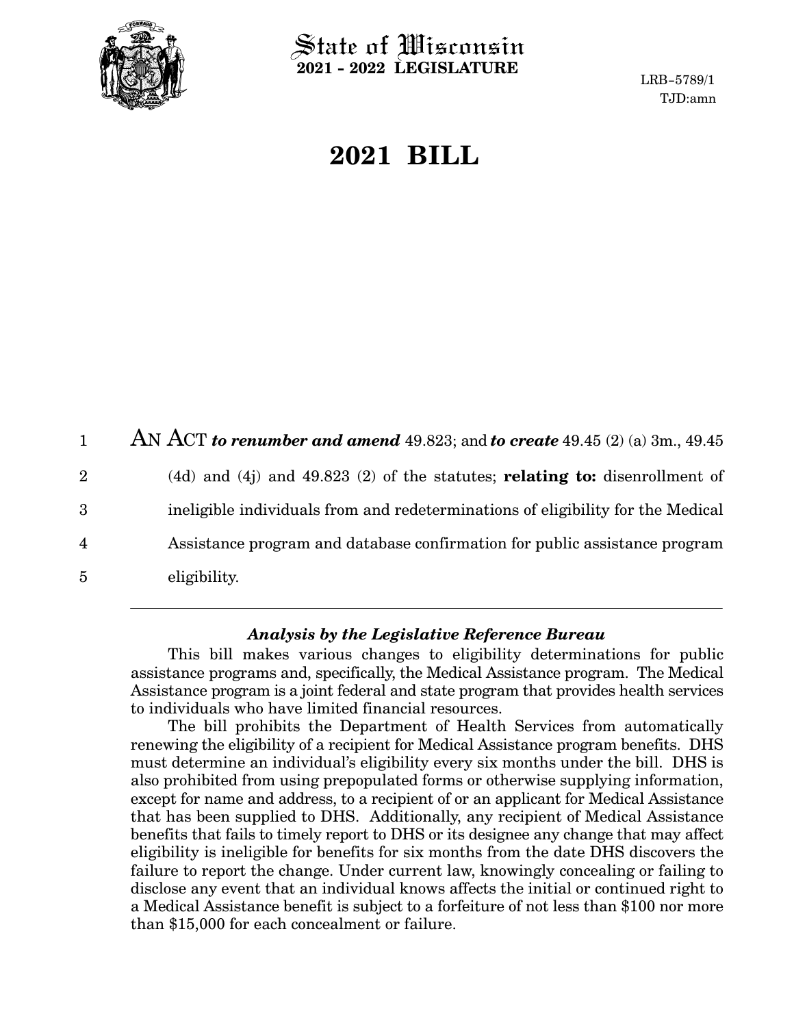State of Wisconsin
**2021 - 2022 LEGISLATURE**

LRB-5789/1
TJD:amn

# 2021 BILL

AN ACT ***to renumber and amend*** 49.823; and ***to create*** 49.45 (2) (a) 3m., 49.45 (4d) and (4j) and 49.823 (2) of the statutes; **relating to:** disenrollment of ineligible individuals from and redeterminations of eligibility for the Medical Assistance program and database confirmation for public assistance program eligibility.

---

### *Analysis by the Legislative Reference Bureau*

This bill makes various changes to eligibility determinations for public assistance programs and, specifically, the Medical Assistance program. The Medical Assistance program is a joint federal and state program that provides health services to individuals who have limited financial resources.

The bill prohibits the Department of Health Services from automatically renewing the eligibility of a recipient for Medical Assistance program benefits. DHS must determine an individual's eligibility every six months under the bill. DHS is also prohibited from using prepopulated forms or otherwise supplying information, except for name and address, to a recipient of or an applicant for Medical Assistance that has been supplied to DHS. Additionally, any recipient of Medical Assistance benefits that fails to timely report to DHS or its designee any change that may affect eligibility is ineligible for benefits for six months from the date DHS discovers the failure to report the change. Under current law, knowingly concealing or failing to disclose any event that an individual knows affects the initial or continued right to a Medical Assistance benefit is subject to a forfeiture of not less than $100 nor more than $15,000 for each concealment or failure.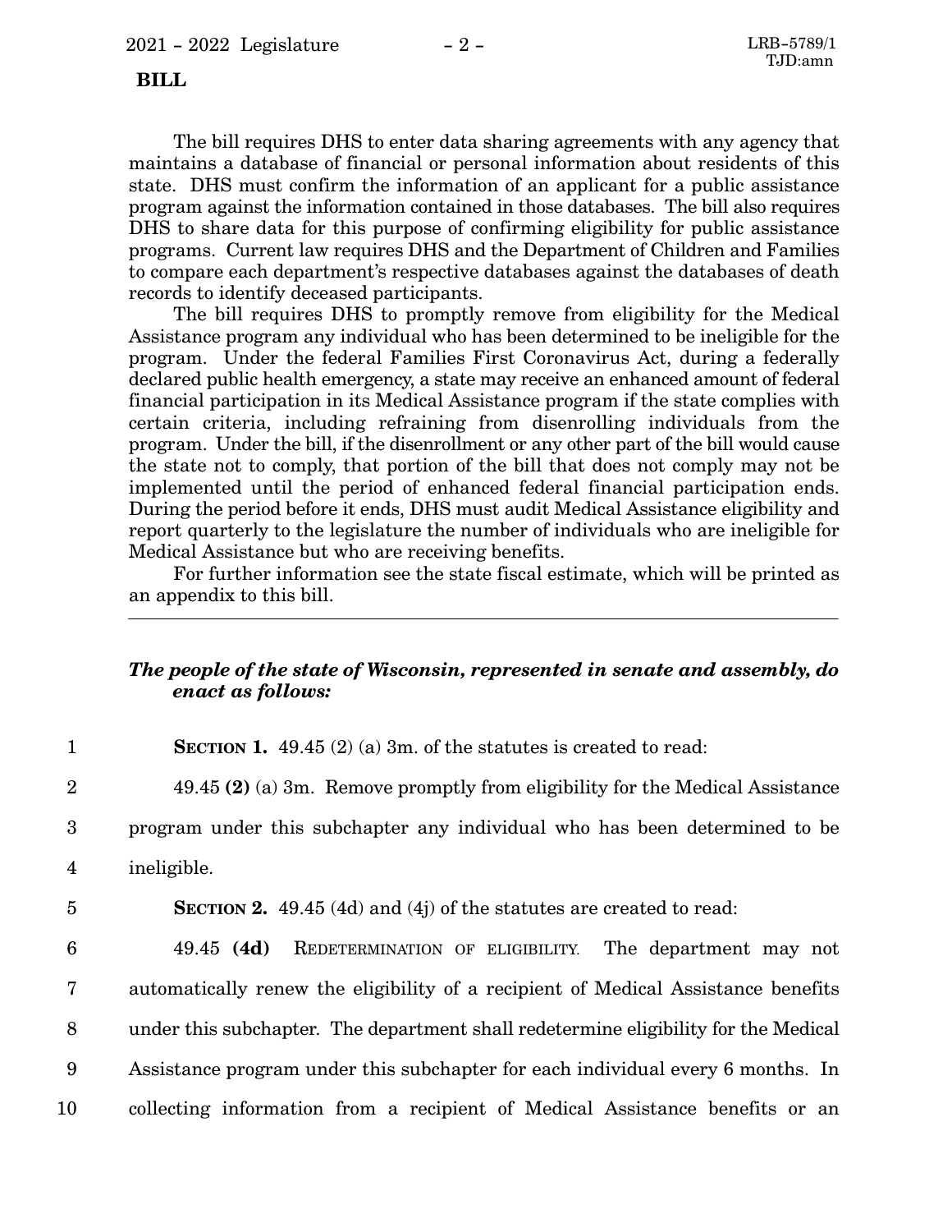**BILL**

The bill requires DHS to enter data sharing agreements with any agency that maintains a database of financial or personal information about residents of this state. DHS must confirm the information of an applicant for a public assistance program against the information contained in those databases. The bill also requires DHS to share data for this purpose of confirming eligibility for public assistance programs. Current law requires DHS and the Department of Children and Families to compare each department's respective databases against the databases of death records to identify deceased participants.

The bill requires DHS to promptly remove from eligibility for the Medical Assistance program any individual who has been determined to be ineligible for the program. Under the federal Families First Coronavirus Act, during a federally declared public health emergency, a state may receive an enhanced amount of federal financial participation in its Medical Assistance program if the state complies with certain criteria, including refraining from disenrolling individuals from the program. Under the bill, if the disenrollment or any other part of the bill would cause the state not to comply, that portion of the bill that does not comply may not be implemented until the period of enhanced federal financial participation ends. During the period before it ends, DHS must audit Medical Assistance eligibility and report quarterly to the legislature the number of individuals who are ineligible for Medical Assistance but who are receiving benefits.

For further information see the state fiscal estimate, which will be printed as an appendix to this bill.

---

***The people of the state of Wisconsin, represented in senate and assembly, do enact as follows:***

1 **SECTION 1.** 49.45 (2) (a) 3m. of the statutes is created to read:

2 49.45 **(2)** (a) 3m. Remove promptly from eligibility for the Medical Assistance
3 program under this subchapter any individual who has been determined to be
4 ineligible.

5 **SECTION 2.** 49.45 (4d) and (4j) of the statutes are created to read:

6 49.45 **(4d)** REDETERMINATION OF ELIGIBILITY. The department may not
7 automatically renew the eligibility of a recipient of Medical Assistance benefits
8 under this subchapter. The department shall redetermine eligibility for the Medical
9 Assistance program under this subchapter for each individual every 6 months. In
10 collecting information from a recipient of Medical Assistance benefits or an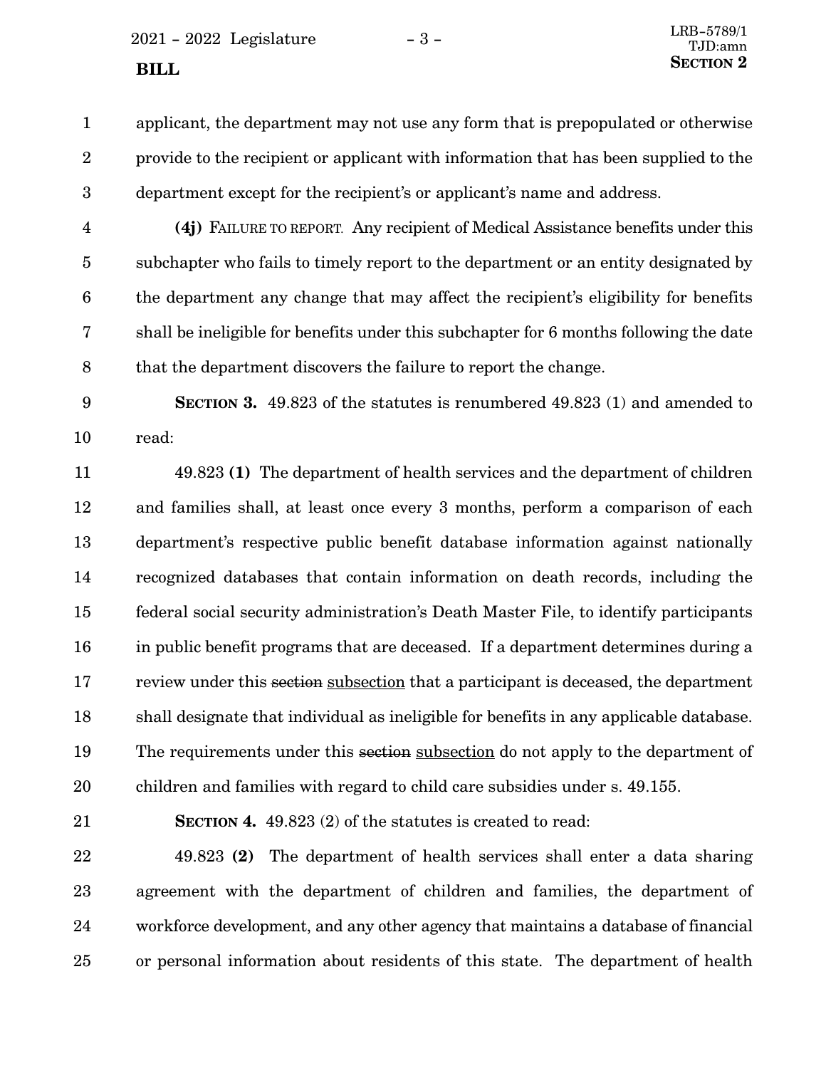applicant, the department may not use any form that is prepopulated or otherwise provide to the recipient or applicant with information that has been supplied to the department except for the recipient's or applicant's name and address.

**(4j)** FAILURE TO REPORT. Any recipient of Medical Assistance benefits under this subchapter who fails to timely report to the department or an entity designated by the department any change that may affect the recipient's eligibility for benefits shall be ineligible for benefits under this subchapter for 6 months following the date that the department discovers the failure to report the change.

**SECTION 3.** 49.823 of the statutes is renumbered 49.823 (1) and amended to read:

49.823 **(1)** The department of health services and the department of children and families shall, at least once every 3 months, perform a comparison of each department's respective public benefit database information against nationally recognized databases that contain information on death records, including the federal social security administration's Death Master File, to identify participants in public benefit programs that are deceased. If a department determines during a review under this ~~section~~ <u>subsection</u> that a participant is deceased, the department shall designate that individual as ineligible for benefits in any applicable database. The requirements under this ~~section~~ <u>subsection</u> do not apply to the department of children and families with regard to child care subsidies under s. 49.155.

**SECTION 4.** 49.823 (2) of the statutes is created to read:

49.823 **(2)** The department of health services shall enter a data sharing agreement with the department of children and families, the department of workforce development, and any other agency that maintains a database of financial or personal information about residents of this state. The department of health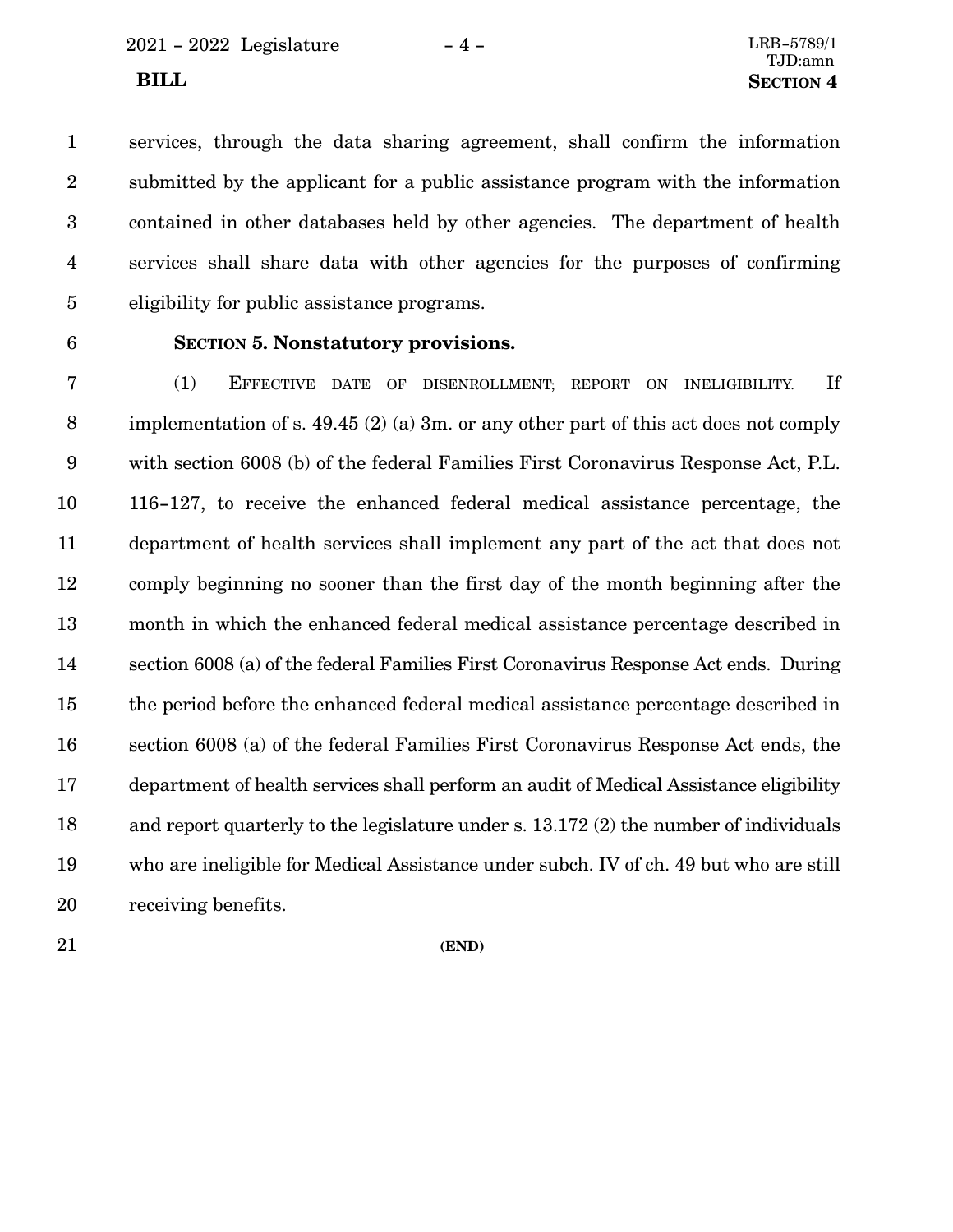services, through the data sharing agreement, shall confirm the information submitted by the applicant for a public assistance program with the information contained in other databases held by other agencies. The department of health services shall share data with other agencies for the purposes of confirming eligibility for public assistance programs.

**SECTION 5. Nonstatutory provisions.**

(1) EFFECTIVE DATE OF DISENROLLMENT; REPORT ON INELIGIBILITY. If implementation of s. 49.45 (2) (a) 3m. or any other part of this act does not comply with section 6008 (b) of the federal Families First Coronavirus Response Act, P.L. 116-127, to receive the enhanced federal medical assistance percentage, the department of health services shall implement any part of the act that does not comply beginning no sooner than the first day of the month beginning after the month in which the enhanced federal medical assistance percentage described in section 6008 (a) of the federal Families First Coronavirus Response Act ends. During the period before the enhanced federal medical assistance percentage described in section 6008 (a) of the federal Families First Coronavirus Response Act ends, the department of health services shall perform an audit of Medical Assistance eligibility and report quarterly to the legislature under s. 13.172 (2) the number of individuals who are ineligible for Medical Assistance under subch. IV of ch. 49 but who are still receiving benefits.

**(END)**